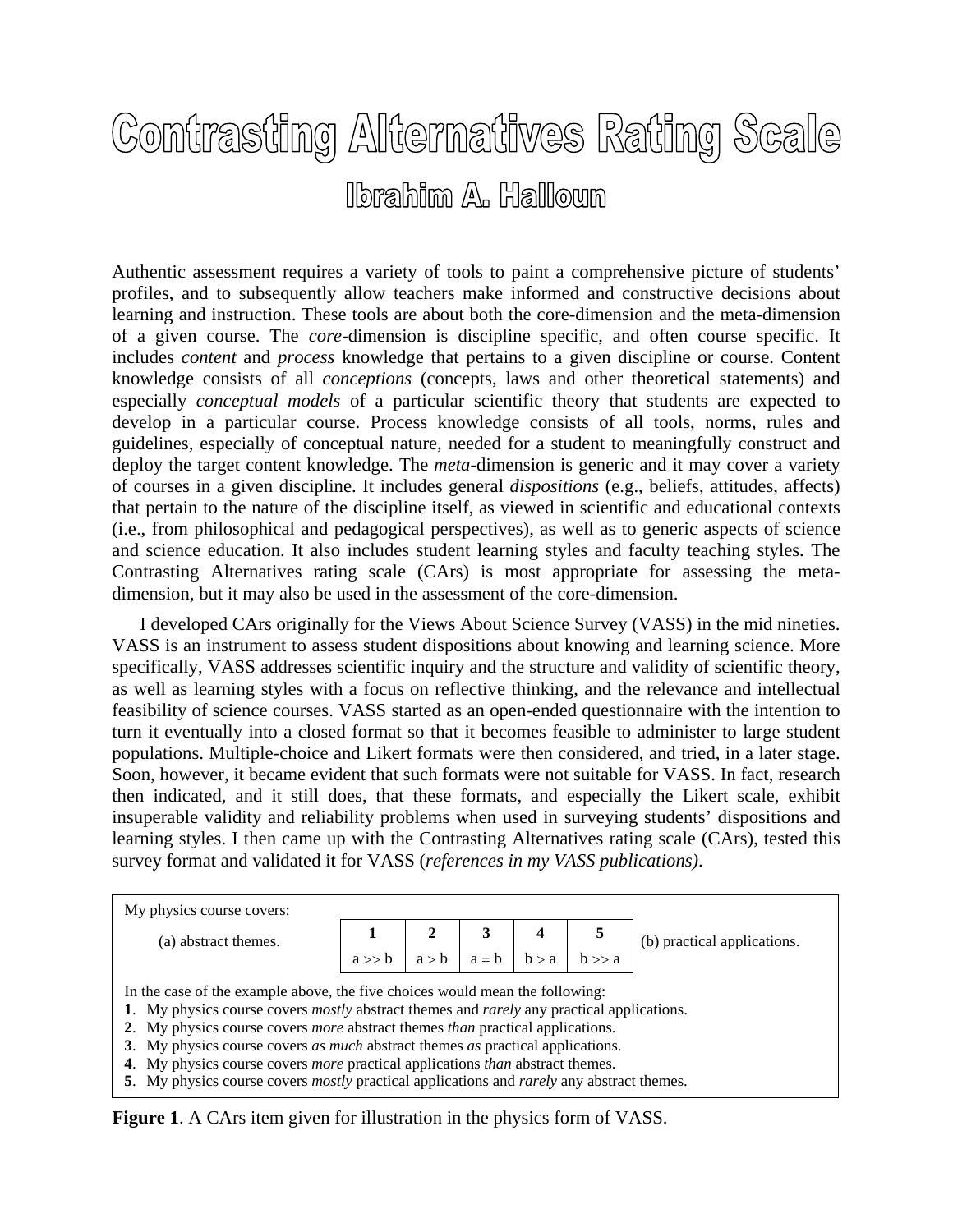# Contrasting Alternatives Rating Scale

## Ibrahim A. Halloun

Authentic assessment requires a variety of tools to paint a comprehensive picture of students' profiles, and to subsequently allow teachers make informed and constructive decisions about learning and instruction. These tools are about both the core-dimension and the meta-dimension of a given course. The *core*-dimension is discipline specific, and often course specific. It includes *content* and *process* knowledge that pertains to a given discipline or course. Content knowledge consists of all *conceptions* (concepts, laws and other theoretical statements) and especially *conceptual models* of a particular scientific theory that students are expected to develop in a particular course. Process knowledge consists of all tools, norms, rules and guidelines, especially of conceptual nature, needed for a student to meaningfully construct and deploy the target content knowledge. The *meta*-dimension is generic and it may cover a variety of courses in a given discipline. It includes general *dispositions* (e.g., beliefs, attitudes, affects) that pertain to the nature of the discipline itself, as viewed in scientific and educational contexts (i.e., from philosophical and pedagogical perspectives), as well as to generic aspects of science and science education. It also includes student learning styles and faculty teaching styles. The Contrasting Alternatives rating scale (CArs) is most appropriate for assessing the meta-dimension, but it may also be used in the assessment of the core-dimension.

I developed CArs originally for the Views About Science Survey (VASS) in the mid nineties. VASS is an instrument to assess student dispositions about knowing and learning science. More specifically, VASS addresses scientific inquiry and the structure and validity of scientific theory, as well as learning styles with a focus on reflective thinking, and the relevance and intellectual feasibility of science courses. VASS started as an open-ended questionnaire with the intention to turn it eventually into a closed format so that it becomes feasible to administer to large student populations. Multiple-choice and Likert formats were then considered, and tried, in a later stage. Soon, however, it became evident that such formats were not suitable for VASS. In fact, research then indicated, and it still does, that these formats, and especially the Likert scale, exhibit insuperable validity and reliability problems when used in surveying students' dispositions and learning styles. I then came up with the Contrasting Alternatives rating scale (CArs), tested this survey format and validated it for VASS (*references in my VASS publications)*.

My physics course covers:

| (a) abstract themes. | 1 | 2 | 3 | 4 | 5 | (b) practical applications. |
|---|---|---|---|---|---|---|
| | a >> b | a > b | a = b | b > a | b >> a | |

In the case of the example above, the five choices would mean the following:

**1**. My physics course covers *mostly* abstract themes and *rarely* any practical applications.
**2**. My physics course covers *more* abstract themes *than* practical applications.
**3**. My physics course covers *as much* abstract themes *as* practical applications.
**4**. My physics course covers *more* practical applications *than* abstract themes.
**5**. My physics course covers *mostly* practical applications and *rarely* any abstract themes.

**Figure 1**. A CArs item given for illustration in the physics form of VASS.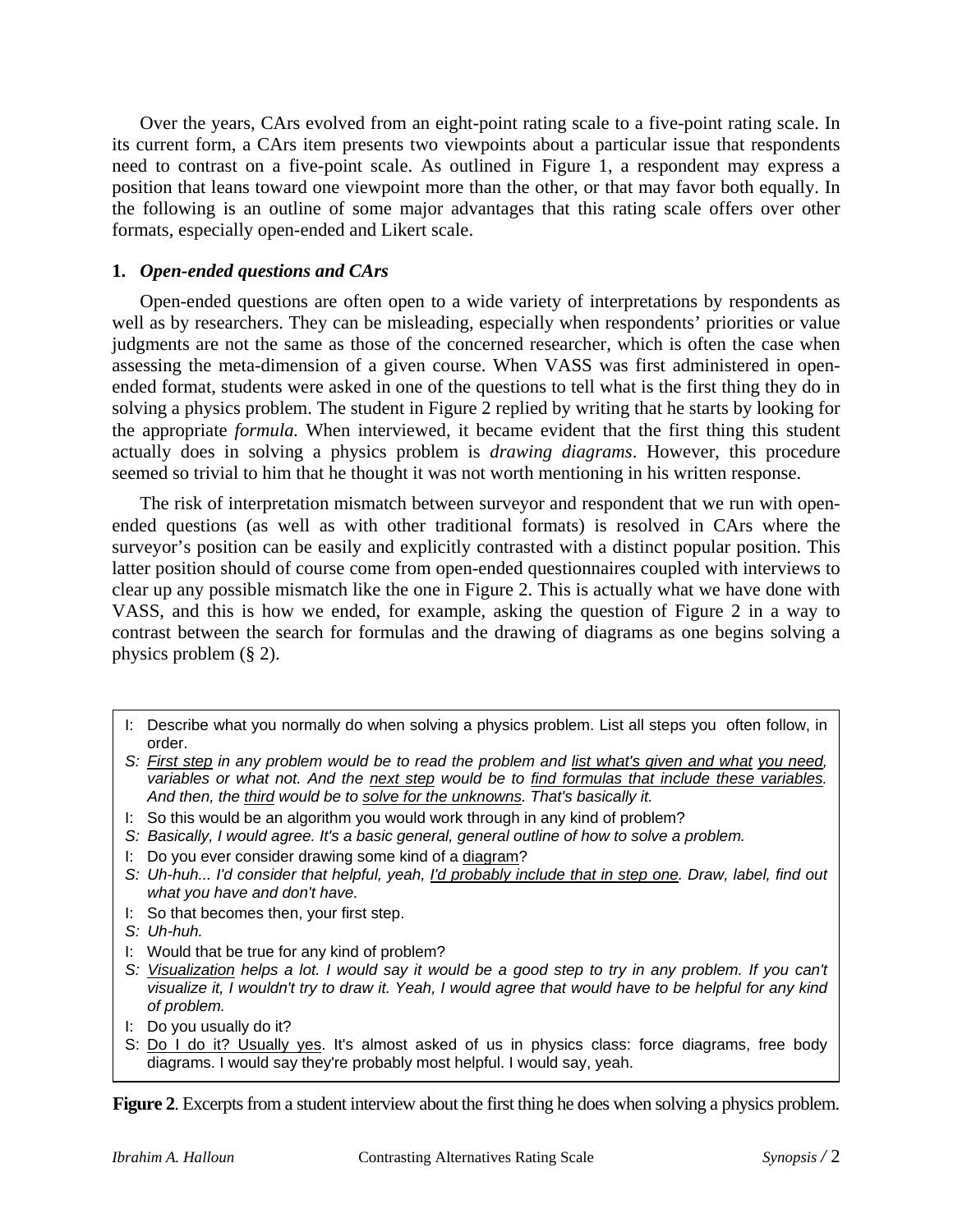Over the years, CArs evolved from an eight-point rating scale to a five-point rating scale. In its current form, a CArs item presents two viewpoints about a particular issue that respondents need to contrast on a five-point scale. As outlined in Figure 1, a respondent may express a position that leans toward one viewpoint more than the other, or that may favor both equally. In the following is an outline of some major advantages that this rating scale offers over other formats, especially open-ended and Likert scale.

### 1. *Open-ended questions and CArs*

Open-ended questions are often open to a wide variety of interpretations by respondents as well as by researchers. They can be misleading, especially when respondents' priorities or value judgments are not the same as those of the concerned researcher, which is often the case when assessing the meta-dimension of a given course. When VASS was first administered in open-ended format, students were asked in one of the questions to tell what is the first thing they do in solving a physics problem. The student in Figure 2 replied by writing that he starts by looking for the appropriate *formula.* When interviewed, it became evident that the first thing this student actually does in solving a physics problem is *drawing diagrams*. However, this procedure seemed so trivial to him that he thought it was not worth mentioning in his written response.

The risk of interpretation mismatch between surveyor and respondent that we run with open-ended questions (as well as with other traditional formats) is resolved in CArs where the surveyor's position can be easily and explicitly contrasted with a distinct popular position. This latter position should of course come from open-ended questionnaires coupled with interviews to clear up any possible mismatch like the one in Figure 2. This is actually what we have done with VASS, and this is how we ended, for example, asking the question of Figure 2 in a way to contrast between the search for formulas and the drawing of diagrams as one begins solving a physics problem (§ 2).

> I: Describe what you normally do when solving a physics problem. List all steps you often follow, in order.
>
> S: *First step in any problem would be to read the problem and list what's given and what you need, variables or what not. And the next step would be to find formulas that include these variables. And then, the third would be to solve for the unknowns. That's basically it.*
>
> I: So this would be an algorithm you would work through in any kind of problem?
>
> S: *Basically, I would agree. It's a basic general, general outline of how to solve a problem.*
>
> I: Do you ever consider drawing some kind of a diagram?
>
> S: *Uh-huh... I'd consider that helpful, yeah, I'd probably include that in step one. Draw, label, find out what you have and don't have.*
>
> I: So that becomes then, your first step.
>
> S: *Uh-huh.*
>
> I: Would that be true for any kind of problem?
>
> S: *Visualization helps a lot. I would say it would be a good step to try in any problem. If you can't visualize it, I wouldn't try to draw it. Yeah, I would agree that would have to be helpful for any kind of problem.*
>
> I: Do you usually do it?
>
> S: Do I do it? Usually yes. It's almost asked of us in physics class: force diagrams, free body diagrams. I would say they're probably most helpful. I would say, yeah.

**Figure 2**. Excerpts from a student interview about the first thing he does when solving a physics problem.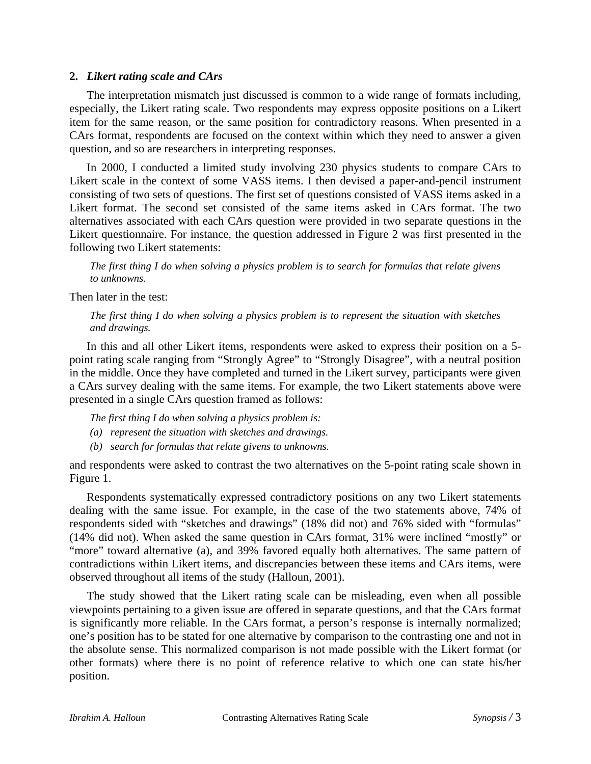**2. *Likert rating scale and CArs***

The interpretation mismatch just discussed is common to a wide range of formats including, especially, the Likert rating scale. Two respondents may express opposite positions on a Likert item for the same reason, or the same position for contradictory reasons. When presented in a CArs format, respondents are focused on the context within which they need to answer a given question, and so are researchers in interpreting responses.

In 2000, I conducted a limited study involving 230 physics students to compare CArs to Likert scale in the context of some VASS items. I then devised a paper-and-pencil instrument consisting of two sets of questions. The first set of questions consisted of VASS items asked in a Likert format. The second set consisted of the same items asked in CArs format. The two alternatives associated with each CArs question were provided in two separate questions in the Likert questionnaire. For instance, the question addressed in Figure 2 was first presented in the following two Likert statements:

> *The first thing I do when solving a physics problem is to search for formulas that relate givens to unknowns.*

Then later in the test:

> *The first thing I do when solving a physics problem is to represent the situation with sketches and drawings.*

In this and all other Likert items, respondents were asked to express their position on a 5-point rating scale ranging from "Strongly Agree" to "Strongly Disagree", with a neutral position in the middle. Once they have completed and turned in the Likert survey, participants were given a CArs survey dealing with the same items. For example, the two Likert statements above were presented in a single CArs question framed as follows:

> *The first thing I do when solving a physics problem is:*
> *(a) represent the situation with sketches and drawings.*
> *(b) search for formulas that relate givens to unknowns.*

and respondents were asked to contrast the two alternatives on the 5-point rating scale shown in Figure 1.

Respondents systematically expressed contradictory positions on any two Likert statements dealing with the same issue. For example, in the case of the two statements above, 74% of respondents sided with "sketches and drawings" (18% did not) and 76% sided with "formulas" (14% did not). When asked the same question in CArs format, 31% were inclined "mostly" or "more" toward alternative (a), and 39% favored equally both alternatives. The same pattern of contradictions within Likert items, and discrepancies between these items and CArs items, were observed throughout all items of the study (Halloun, 2001).

The study showed that the Likert rating scale can be misleading, even when all possible viewpoints pertaining to a given issue are offered in separate questions, and that the CArs format is significantly more reliable. In the CArs format, a person's response is internally normalized; one's position has to be stated for one alternative by comparison to the contrasting one and not in the absolute sense. This normalized comparison is not made possible with the Likert format (or other formats) where there is no point of reference relative to which one can state his/her position.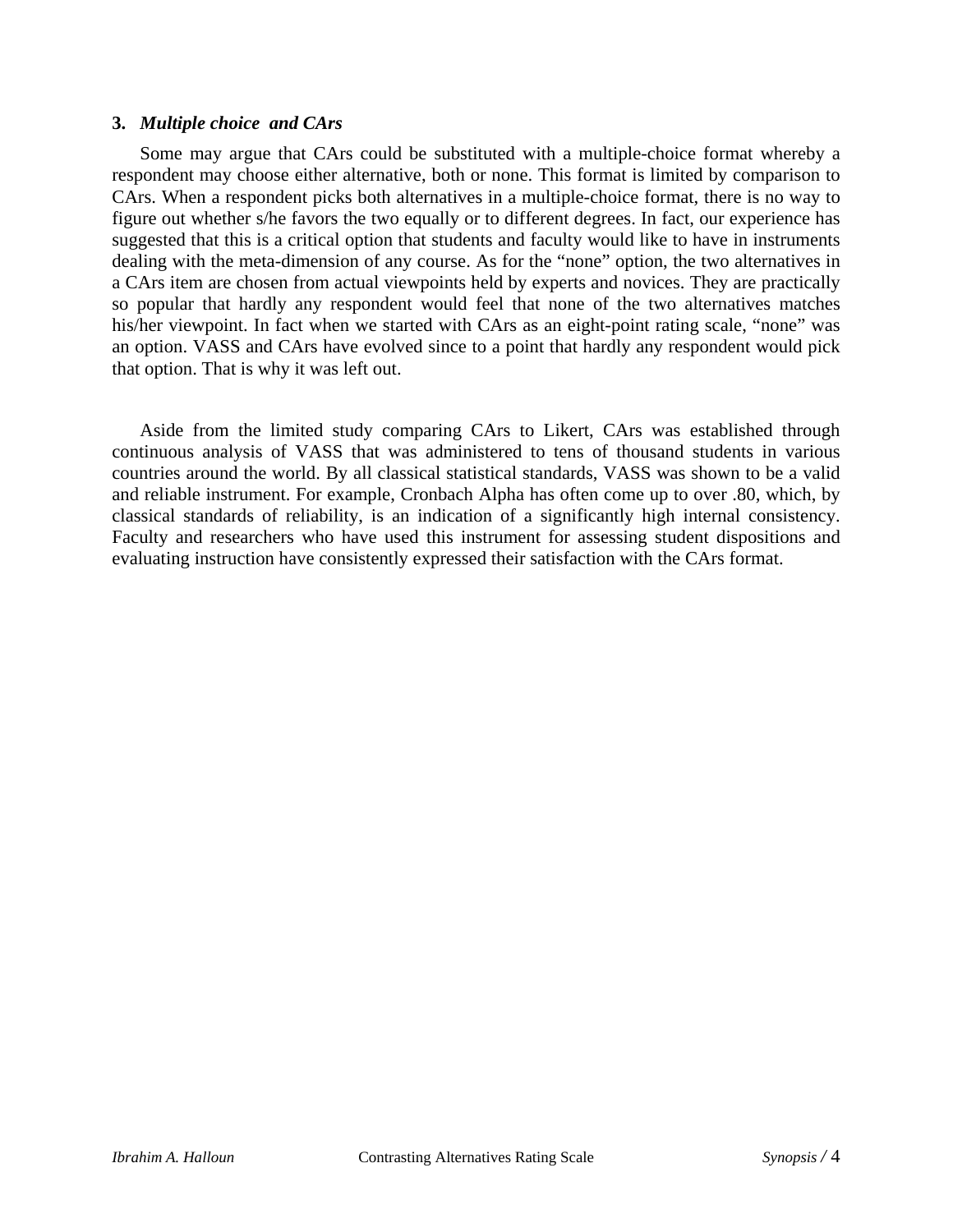### 3. *Multiple choice and CArs*

Some may argue that CArs could be substituted with a multiple-choice format whereby a respondent may choose either alternative, both or none. This format is limited by comparison to CArs. When a respondent picks both alternatives in a multiple-choice format, there is no way to figure out whether s/he favors the two equally or to different degrees. In fact, our experience has suggested that this is a critical option that students and faculty would like to have in instruments dealing with the meta-dimension of any course. As for the "none" option, the two alternatives in a CArs item are chosen from actual viewpoints held by experts and novices. They are practically so popular that hardly any respondent would feel that none of the two alternatives matches his/her viewpoint. In fact when we started with CArs as an eight-point rating scale, "none" was an option. VASS and CArs have evolved since to a point that hardly any respondent would pick that option. That is why it was left out.

Aside from the limited study comparing CArs to Likert, CArs was established through continuous analysis of VASS that was administered to tens of thousand students in various countries around the world. By all classical statistical standards, VASS was shown to be a valid and reliable instrument. For example, Cronbach Alpha has often come up to over .80, which, by classical standards of reliability, is an indication of a significantly high internal consistency. Faculty and researchers who have used this instrument for assessing student dispositions and evaluating instruction have consistently expressed their satisfaction with the CArs format.